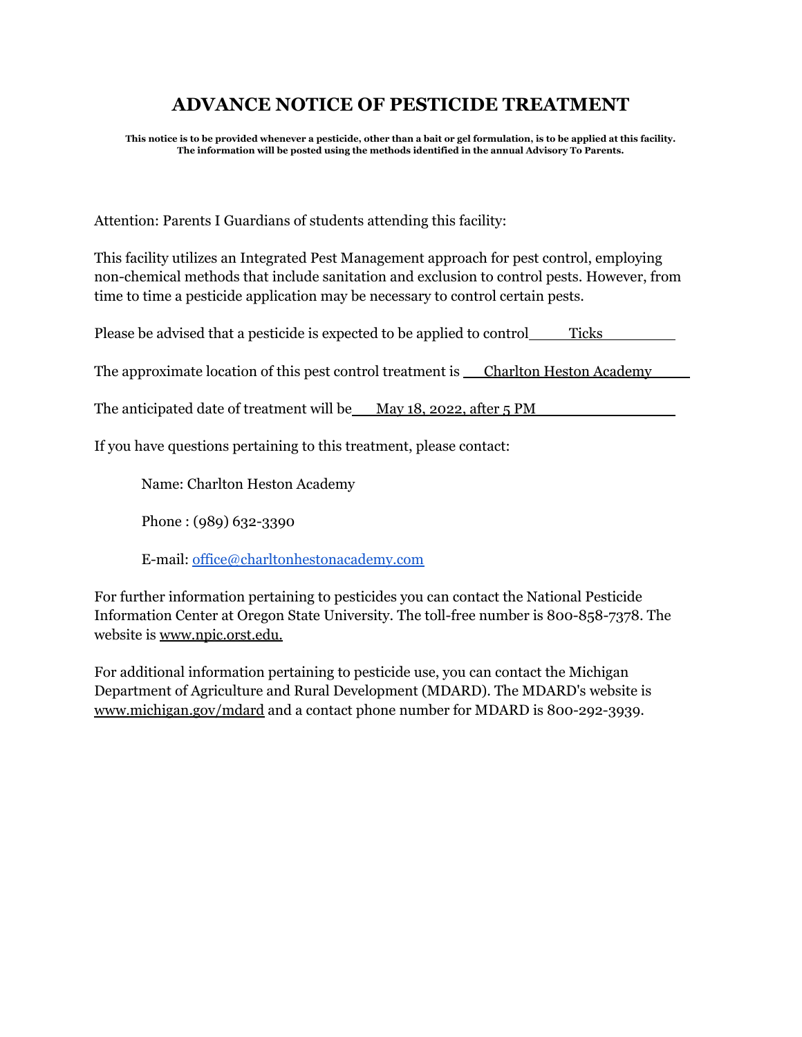# ADVANCE NOTICE OF PESTICIDE TREATMENT

**This notice is to be provided whenever a pesticide, other than a bait or gel formulation, is to be applied at this facility. The information will be posted using the methods identified in the annual Advisory To Parents.**

Attention: Parents I Guardians of students attending this facility:

This facility utilizes an Integrated Pest Management approach for pest control, employing non-chemical methods that include sanitation and exclusion to control pests. However, from time to time a pesticide application may be necessary to control certain pests.

Please be advised that a pesticide is expected to be applied to control Ticks

The approximate location of this pest control treatment is Charlton Heston Academy

The anticipated date of treatment will be May 18, 2022, after 5 PM

If you have questions pertaining to this treatment, please contact:

Name: Charlton Heston Academy

Phone : (989) 632-3390

E-mail: office@charltonhestonacademy.com

For further information pertaining to pesticides you can contact the National Pesticide Information Center at Oregon State University. The toll-free number is 800-858-7378. The website is www.npic.orst.edu.

For additional information pertaining to pesticide use, you can contact the Michigan Department of Agriculture and Rural Development (MDARD). The MDARD's website is www.michigan.gov/mdard and a contact phone number for MDARD is 800-292-3939.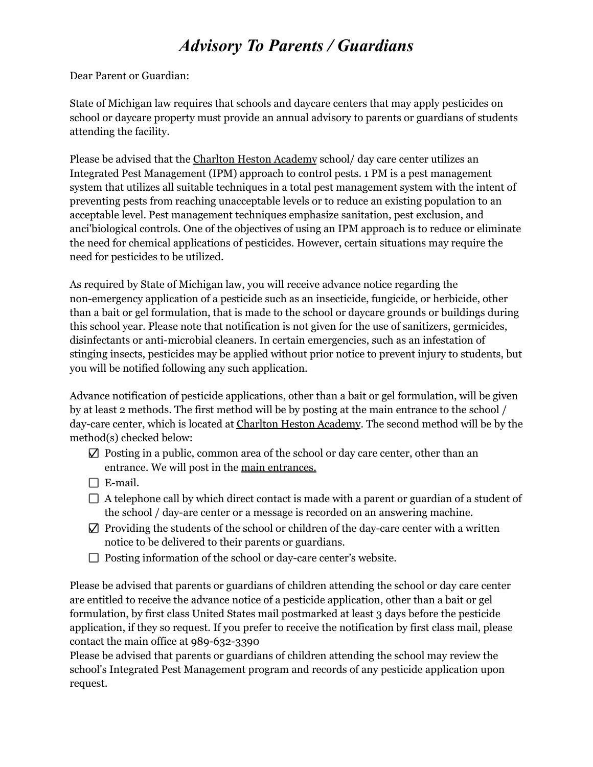# *Advisory To Parents / Guardians*

Dear Parent or Guardian:

State of Michigan law requires that schools and daycare centers that may apply pesticides on school or daycare property must provide an annual advisory to parents or guardians of students attending the facility.

Please be advised that the Charlton Heston Academy school/ day care center utilizes an Integrated Pest Management (IPM) approach to control pests. 1 PM is a pest management system that utilizes all suitable techniques in a total pest management system with the intent of preventing pests from reaching unacceptable levels or to reduce an existing population to an acceptable level. Pest management techniques emphasize sanitation, pest exclusion, and anci'biological controls. One of the objectives of using an IPM approach is to reduce or eliminate the need for chemical applications of pesticides. However, certain situations may require the need for pesticides to be utilized.

As required by State of Michigan law, you will receive advance notice regarding the non-emergency application of a pesticide such as an insecticide, fungicide, or herbicide, other than a bait or gel formulation, that is made to the school or daycare grounds or buildings during this school year. Please note that notification is not given for the use of sanitizers, germicides, disinfectants or anti-microbial cleaners. In certain emergencies, such as an infestation of stinging insects, pesticides may be applied without prior notice to prevent injury to students, but you will be notified following any such application.

Advance notification of pesticide applications, other than a bait or gel formulation, will be given by at least 2 methods. The first method will be by posting at the main entrance to the school / day-care center, which is located at Charlton Heston Academy. The second method will be by the method(s) checked below:

- ☑ Posting in a public, common area of the school or day care center, other than an entrance. We will post in the main entrances.
- ☐ E-mail.
- ☐ A telephone call by which direct contact is made with a parent or guardian of a student of the school / day-are center or a message is recorded on an answering machine.
- ☑ Providing the students of the school or children of the day-care center with a written notice to be delivered to their parents or guardians.
- ☐ Posting information of the school or day-care center's website.

Please be advised that parents or guardians of children attending the school or day care center are entitled to receive the advance notice of a pesticide application, other than a bait or gel formulation, by first class United States mail postmarked at least 3 days before the pesticide application, if they so request. If you prefer to receive the notification by first class mail, please contact the main office at 989-632-3390

Please be advised that parents or guardians of children attending the school may review the school's Integrated Pest Management program and records of any pesticide application upon request.